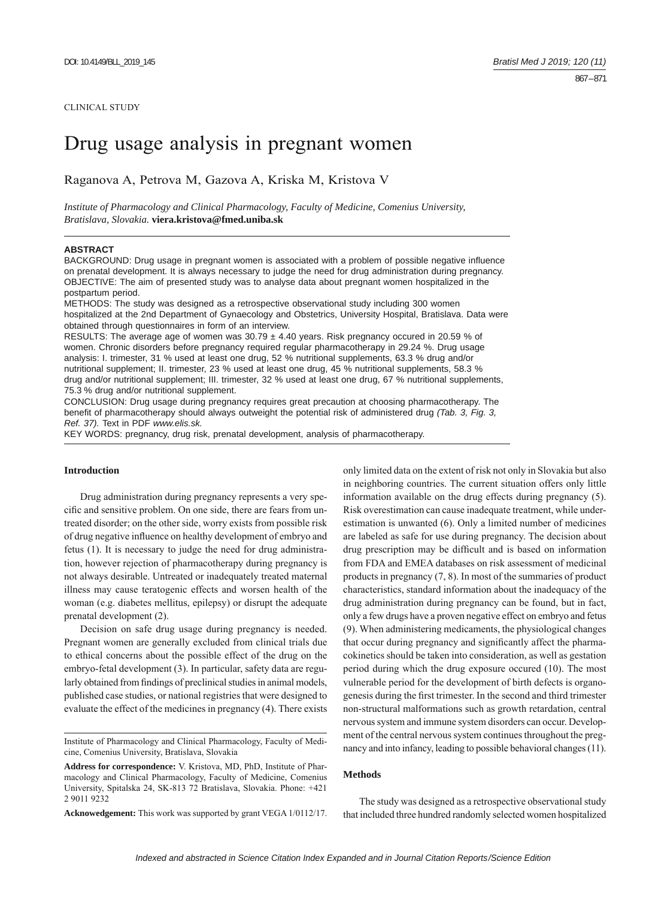CLINICAL STUDY

# Drug usage analysis in pregnant women

Raganova A, Petrova M, Gazova A, Kriska M, Kristova V

*Institute of Pharmacology and Clinical Pharmacology, Faculty of Medicine, Comenius University, Bratislava, Slovakia.* **viera.kristova@fmed.uniba.sk**

**ABSTRACT**

BACKGROUND: Drug usage in pregnant women is associated with a problem of possible negative influence on prenatal development. It is always necessary to judge the need for drug administration during pregnancy.
OBJECTIVE: The aim of presented study was to analyse data about pregnant women hospitalized in the postpartum period.
METHODS: The study was designed as a retrospective observational study including 300 women hospitalized at the 2nd Department of Gynaecology and Obstetrics, University Hospital, Bratislava. Data were obtained through questionnaires in form of an interview.
RESULTS: The average age of women was 30.79 ± 4.40 years. Risk pregnancy occured in 20.59 % of women. Chronic disorders before pregnancy required regular pharmacotherapy in 29.24 %. Drug usage analysis: I. trimester, 31 % used at least one drug, 52 % nutritional supplements, 63.3 % drug and/or nutritional supplement; II. trimester, 23 % used at least one drug, 45 % nutritional supplements, 58.3 % drug and/or nutritional supplement; III. trimester, 32 % used at least one drug, 67 % nutritional supplements, 75.3 % drug and/or nutritional supplement.
CONCLUSION: Drug usage during pregnancy requires great precaution at choosing pharmacotherapy. The benefit of pharmacotherapy should always outweight the potential risk of administered drug *(Tab. 3, Fig. 3, Ref. 37)*. Text in PDF *www.elis.sk.*
KEY WORDS: pregnancy, drug risk, prenatal development, analysis of pharmacotherapy.

## Introduction

Drug administration during pregnancy represents a very specific and sensitive problem. On one side, there are fears from untreated disorder; on the other side, worry exists from possible risk of drug negative influence on healthy development of embryo and fetus (1). It is necessary to judge the need for drug administration, however rejection of pharmacotherapy during pregnancy is not always desirable. Untreated or inadequately treated maternal illness may cause teratogenic effects and worsen health of the woman (e.g. diabetes mellitus, epilepsy) or disrupt the adequate prenatal development (2).

Decision on safe drug usage during pregnancy is needed. Pregnant women are generally excluded from clinical trials due to ethical concerns about the possible effect of the drug on the embryo-fetal development (3). In particular, safety data are regularly obtained from findings of preclinical studies in animal models, published case studies, or national registries that were designed to evaluate the effect of the medicines in pregnancy (4). There exists only limited data on the extent of risk not only in Slovakia but also in neighboring countries. The current situation offers only little information available on the drug effects during pregnancy (5). Risk overestimation can cause inadequate treatment, while underestimation is unwanted (6). Only a limited number of medicines are labeled as safe for use during pregnancy. The decision about drug prescription may be difficult and is based on information from FDA and EMEA databases on risk assessment of medicinal products in pregnancy (7, 8). In most of the summaries of product characteristics, standard information about the inadequacy of the drug administration during pregnancy can be found, but in fact, only a few drugs have a proven negative effect on embryo and fetus (9). When administering medicaments, the physiological changes that occur during pregnancy and significantly affect the pharmacokinetics should be taken into consideration, as well as gestation period during which the drug exposure occured (10). The most vulnerable period for the development of birth defects is organogenesis during the first trimester. In the second and third trimester non-structural malformations such as growth retardation, central nervous system and immune system disorders can occur. Development of the central nervous system continues throughout the pregnancy and into infancy, leading to possible behavioral changes (11).

## Methods

The study was designed as a retrospective observational study that included three hundred randomly selected women hospitalized

---

Institute of Pharmacology and Clinical Pharmacology, Faculty of Medicine, Comenius University, Bratislava, Slovakia

**Address for correspondence:** V. Kristova, MD, PhD, Institute of Pharmacology and Clinical Pharmacology, Faculty of Medicine, Comenius University, Spitalska 24, SK-813 72 Bratislava, Slovakia. Phone: +421 2 9011 9232

**Acknowedgement:** This work was supported by grant VEGA 1/0112/17.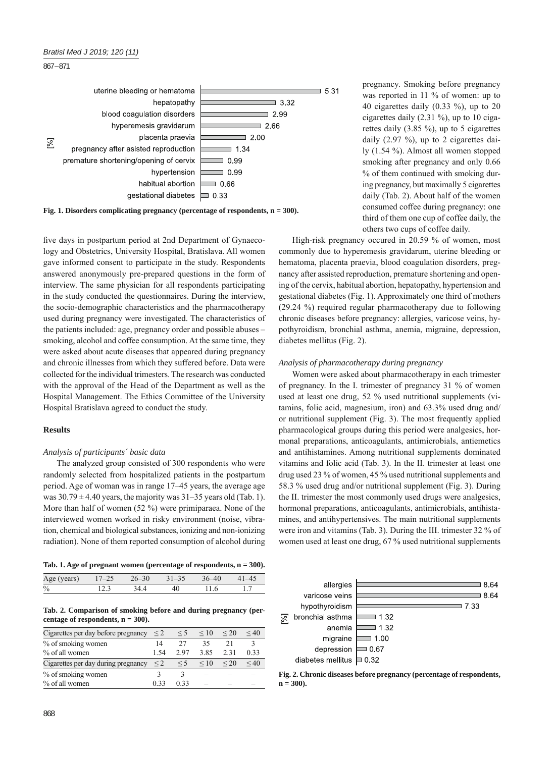Fig. 1. Disorders complicating pregnancy (percentage of respondents, n = 300).

| Disorder | [%] |
|---|---|
| uterine bleeding or hematoma | 5.31 |
| hepatopathy | 3.32 |
| blood coagulation disorders | 2.99 |
| hyperemesis gravidarum | 2.66 |
| placenta praevia | 2.00 |
| pregnancy after asisted reproduction | 1.34 |
| premature shortening/opening of cervix | 0.99 |
| hypertension | 0.99 |
| habitual abortion | 0.66 |
| gestational diabetes | 0.33 |

five days in postpartum period at 2nd Department of Gynaecology and Obstetrics, University Hospital, Bratislava. All women gave informed consent to participate in the study. Respondents answered anonymously pre-prepared questions in the form of interview. The same physician for all respondents participating in the study conducted the questionnaires. During the interview, the socio-demographic characteristics and the pharmacotherapy used during pregnancy were investigated. The characteristics of the patients included: age, pregnancy order and possible abuses – smoking, alcohol and coffee consumption. At the same time, they were asked about acute diseases that appeared during pregnancy and chronic illnesses from which they suffered before. Data were collected for the individual trimesters. The research was conducted with the approval of the Head of the Department as well as the Hospital Management. The Ethics Committee of the University Hospital Bratislava agreed to conduct the study.

## Results

### *Analysis of participants´ basic data*

The analyzed group consisted of 300 respondents who were randomly selected from hospitalized patients in the postpartum period. Age of woman was in range 17–45 years, the average age was $30.79 \pm 4.40$ years, the majority was 31–35 years old (Tab. 1). More than half of women (52 %) were primiparaea. None of the interviewed women worked in risky environment (noise, vibration, chemical and biological substances, ionizing and non-ionizing radiation). None of them reported consumption of alcohol during pregnancy. Smoking before pregnancy was reported in 11 % of women: up to 40 cigarettes daily (0.33 %), up to 20 cigarettes daily (2.31 %), up to 10 cigarettes daily (3.85 %), up to 5 cigarettes daily (2.97 %), up to 2 cigarettes daily (1.54 %). Almost all women stopped smoking after pregnancy and only 0.66 % of them continued with smoking during pregnancy, but maximally 5 cigarettes daily (Tab. 2). About half of the women consumed coffee during pregnancy: one third of them one cup of coffee daily, the others two cups of coffee daily.

**Tab. 1. Age of pregnant women (percentage of respondents, n = 300).**

| Age (years) | 17–25 | 26–30 | 31–35 | 36–40 | 41–45 |
|---|---|---|---|---|---|
| % | 12.3 | 34.4 | 40 | 11.6 | 1.7 |

**Tab. 2. Comparison of smoking before and during pregnancy (percentage of respondents, n = 300).**

| Cigarettes per day before pregnancy | ≤ 2 | ≤ 5 | ≤ 10 | ≤ 20 | ≤ 40 |
|---|---|---|---|---|---|
| % of smoking women | 14 | 27 | 35 | 21 | 3 |
| % of all women | 1.54 | 2.97 | 3.85 | 2.31 | 0.33 |
| Cigarettes per day during pregnancy | ≤ 2 | ≤ 5 | ≤ 10 | ≤ 20 | ≤ 40 |
| % of smoking women | 3 | 3 | – | – | – |
| % of all women | 0.33 | 0.33 | – | – | – |

High-risk pregnancy occured in 20.59 % of women, most commonly due to hyperemesis gravidarum, uterine bleeding or hematoma, placenta praevia, blood coagulation disorders, pregnancy after assisted reproduction, premature shortening and opening of the cervix, habitual abortion, hepatopathy, hypertension and gestational diabetes (Fig. 1). Approximately one third of mothers (29.24 %) required regular pharmacotherapy due to following chronic diseases before pregnancy: allergies, varicose veins, hypothyroidism, bronchial asthma, anemia, migraine, depression, diabetes mellitus (Fig. 2).

### *Analysis of pharmacotherapy during pregnancy*

Women were asked about pharmacotherapy in each trimester of pregnancy. In the I. trimester of pregnancy 31 % of women used at least one drug, 52 % used nutritional supplements (vitamins, folic acid, magnesium, iron) and 63.3% used drug and/or nutritional supplement (Fig. 3). The most frequently applied pharmacological groups during this period were analgesics, hormonal preparations, anticoagulants, antimicrobials, antiemetics and antihistamines. Among nutritional supplements dominated vitamins and folic acid (Tab. 3). In the II. trimester at least one drug used 23 % of women, 45 % used nutritional supplements and 58.3 % used drug and/or nutritional supplement (Fig. 3). During the II. trimester the most commonly used drugs were analgesics, hormonal preparations, anticoagulants, antimicrobials, antihistamines, and antihypertensives. The main nutritional supplements were iron and vitamins (Tab. 3). During the III. trimester 32 % of women used at least one drug, 67 % used nutritional supplements

| Chronic disease | [%] |
|---|---|
| allergies | 8.64 |
| varicose veins | 8.64 |
| hypothyroidism | 7.33 |
| bronchial asthma | 1.32 |
| anemia | 1.32 |
| migraine | 1.00 |
| depression | 0.67 |
| diabetes mellitus | 0.32 |

Fig. 2. Chronic diseases before pregnancy (percentage of respondents, n = 300).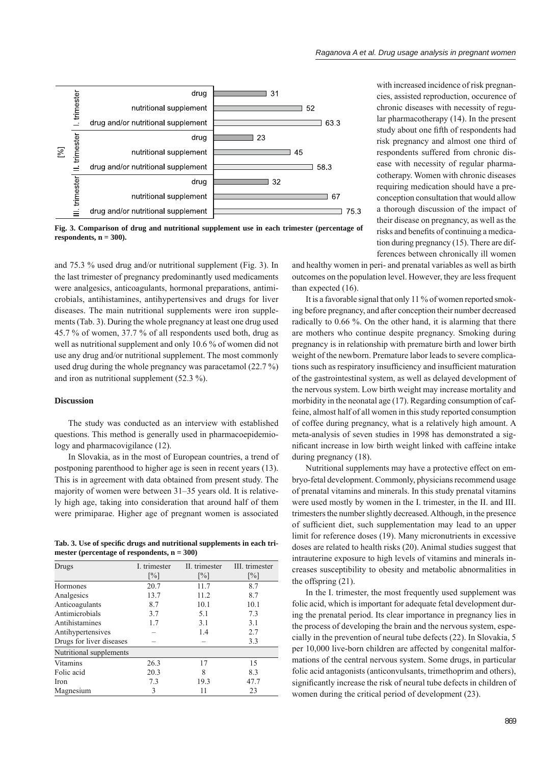| [%] | | |
|---|---|---|
| I. trimester | drug | 31 |
| | nutritional supplement | 52 |
| | drug and/or nutritional supplement | 63.3 |
| II. trimester | drug | 23 |
| | nutritional supplement | 45 |
| | drug and/or nutritional supplement | 58.3 |
| III. trimester | drug | 32 |
| | nutritional supplement | 67 |
| | drug and/or nutritional supplement | 75.3 |

**Fig. 3. Comparison of drug and nutritional supplement use in each trimester (percentage of respondents, n = 300).**

and 75.3 % used drug and/or nutritional supplement (Fig. 3). In the last trimester of pregnancy predominantly used medicaments were analgesics, anticoagulants, hormonal preparations, antimicrobials, antihistamines, antihypertensives and drugs for liver diseases. The main nutritional supplements were iron supplements (Tab. 3). During the whole pregnancy at least one drug used 45.7 % of women, 37.7 % of all respondents used both, drug as well as nutritional supplement and only 10.6 % of women did not use any drug and/or nutritional supplement. The most commonly used drug during the whole pregnancy was paracetamol (22.7 %) and iron as nutritional supplement (52.3 %).

## Discussion

The study was conducted as an interview with established questions. This method is generally used in pharmacoepidemiology and pharmacovigilance (12).

In Slovakia, as in the most of European countries, a trend of postponing parenthood to higher age is seen in recent years (13). This is in agreement with data obtained from present study. The majority of women were between 31–35 years old. It is relatively high age, taking into consideration that around half of them were primiparae. Higher age of pregnant women is associated with increased incidence of risk pregnancies, assisted reproduction, occurence of chronic diseases with necessity of regular pharmacotherapy (14). In the present study about one fifth of respondents had risk pregnancy and almost one third of respondents suffered from chronic disease with necessity of regular pharmacotherapy. Women with chronic diseases requiring medication should have a preconception consultation that would allow a thorough discussion of the impact of their disease on pregnancy, as well as the risks and benefits of continuing a medication during pregnancy (15). There are differences between chronically ill women and healthy women in peri- and prenatal variables as well as birth outcomes on the population level. However, they are less frequent than expected (16).

It is a favorable signal that only 11 % of women reported smoking before pregnancy, and after conception their number decreased radically to 0.66 %. On the other hand, it is alarming that there are mothers who continue despite pregnancy. Smoking during pregnancy is in relationship with premature birth and lower birth weight of the newborn. Premature labor leads to severe complications such as respiratory insufficiency and insufficient maturation of the gastrointestinal system, as well as delayed development of the nervous system. Low birth weight may increase mortality and morbidity in the neonatal age (17). Regarding consumption of caffeine, almost half of all women in this study reported consumption of coffee during pregnancy, what is a relatively high amount. A meta-analysis of seven studies in 1998 has demonstrated a significant increase in low birth weight linked with caffeine intake during pregnancy (18).

Nutritional supplements may have a protective effect on embryo-fetal development. Commonly, physicians recommend usage of prenatal vitamins and minerals. In this study prenatal vitamins were used mostly by women in the I. trimester, in the II. and III. trimesters the number slightly decreased. Although, in the presence of sufficient diet, such supplementation may lead to an upper limit for reference doses (19). Many micronutrients in excessive doses are related to health risks (20). Animal studies suggest that intrauterine exposure to high levels of vitamins and minerals increases susceptibility to obesity and metabolic abnormalities in the offspring (21).

In the I. trimester, the most frequently used supplement was folic acid, which is important for adequate fetal development during the prenatal period. Its clear importance in pregnancy lies in the process of developing the brain and the nervous system, especially in the prevention of neural tube defects (22). In Slovakia, 5 per 10,000 live-born children are affected by congenital malformations of the central nervous system. Some drugs, in particular folic acid antagonists (anticonvulsants, trimethoprim and others), significantly increase the risk of neural tube defects in children of women during the critical period of development (23).

**Tab. 3. Use of specific drugs and nutritional supplements in each trimester (percentage of respondents, n = 300)**

| Drugs | I. trimester [%] | II. trimester [%] | III. trimester [%] |
|---|---|---|---|
| Hormones | 20.7 | 11.7 | 8.7 |
| Analgesics | 13.7 | 11.2 | 8.7 |
| Anticoagulants | 8.7 | 10.1 | 10.1 |
| Antimicrobials | 3.7 | 5.1 | 7.3 |
| Antihistamines | 1.7 | 3.1 | 3.1 |
| Antihypertensives | – | 1.4 | 2.7 |
| Drugs for liver diseases | – | – | 3.3 |
| Nutritional supplements | | | |
| Vitamins | 26.3 | 17 | 15 |
| Folic acid | 20.3 | 8 | 8.3 |
| Iron | 7.3 | 19.3 | 47.7 |
| Magnesium | 3 | 11 | 23 |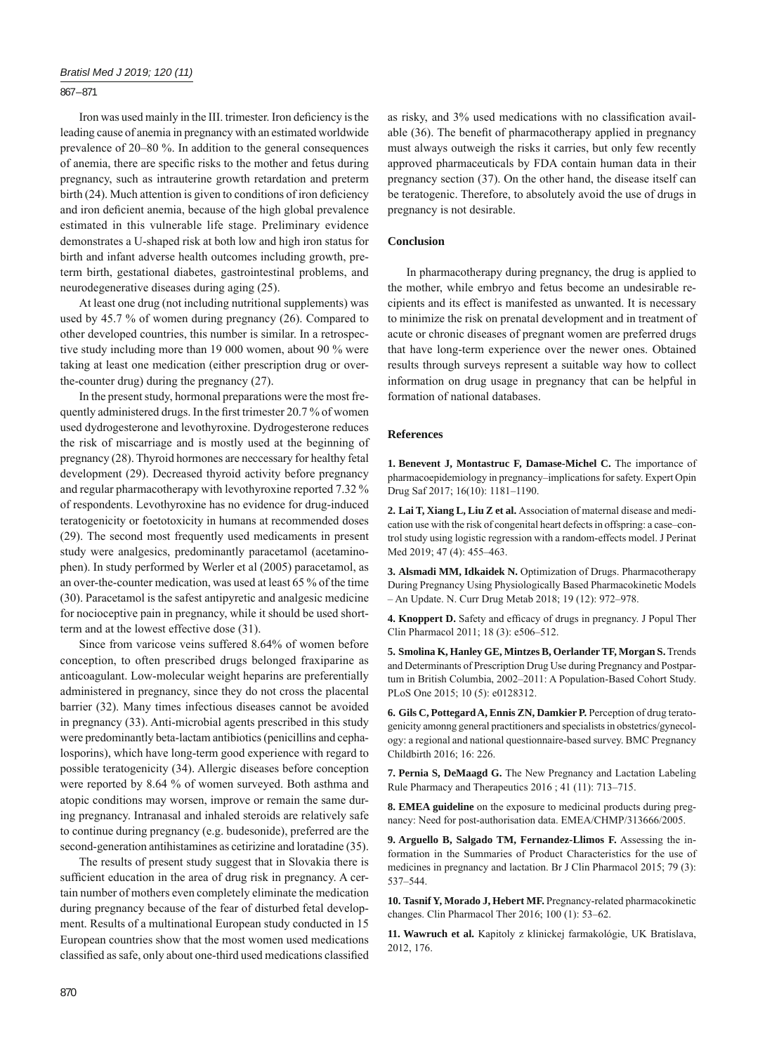Iron was used mainly in the III. trimester. Iron deficiency is the leading cause of anemia in pregnancy with an estimated worldwide prevalence of 20–80 %. In addition to the general consequences of anemia, there are specific risks to the mother and fetus during pregnancy, such as intrauterine growth retardation and preterm birth (24). Much attention is given to conditions of iron deficiency and iron deficient anemia, because of the high global prevalence estimated in this vulnerable life stage. Preliminary evidence demonstrates a U-shaped risk at both low and high iron status for birth and infant adverse health outcomes including growth, preterm birth, gestational diabetes, gastrointestinal problems, and neurodegenerative diseases during aging (25).

At least one drug (not including nutritional supplements) was used by 45.7 % of women during pregnancy (26). Compared to other developed countries, this number is similar. In a retrospective study including more than 19 000 women, about 90 % were taking at least one medication (either prescription drug or over-the-counter drug) during the pregnancy (27).

In the present study, hormonal preparations were the most frequently administered drugs. In the first trimester 20.7 % of women used dydrogesterone and levothyroxine. Dydrogesterone reduces the risk of miscarriage and is mostly used at the beginning of pregnancy (28). Thyroid hormones are neccessary for healthy fetal development (29). Decreased thyroid activity before pregnancy and regular pharmacotherapy with levothyroxine reported 7.32 % of respondents. Levothyroxine has no evidence for drug-induced teratogenicity or foetotoxicity in humans at recommended doses (29). The second most frequently used medicaments in present study were analgesics, predominantly paracetamol (acetaminophen). In study performed by Werler et al (2005) paracetamol, as an over-the-counter medication, was used at least 65 % of the time (30). Paracetamol is the safest antipyretic and analgesic medicine for nocioceptive pain in pregnancy, while it should be used short-term and at the lowest effective dose (31).

Since from varicose veins suffered 8.64% of women before conception, to often prescribed drugs belonged fraxiparine as anticoagulant. Low-molecular weight heparins are preferentially administered in pregnancy, since they do not cross the placental barrier (32). Many times infectious diseases cannot be avoided in pregnancy (33). Anti-microbial agents prescribed in this study were predominantly beta-lactam antibiotics (penicillins and cephalosporins), which have long-term good experience with regard to possible teratogenicity (34). Allergic diseases before conception were reported by 8.64 % of women surveyed. Both asthma and atopic conditions may worsen, improve or remain the same during pregnancy. Intranasal and inhaled steroids are relatively safe to continue during pregnancy (e.g. budesonide), preferred are the second-generation antihistamines as cetirizine and loratadine (35).

The results of present study suggest that in Slovakia there is sufficient education in the area of drug risk in pregnancy. A certain number of mothers even completely eliminate the medication during pregnancy because of the fear of disturbed fetal development. Results of a multinational European study conducted in 15 European countries show that the most women used medications classified as safe, only about one-third used medications classified as risky, and 3% used medications with no classification available (36). The benefit of pharmacotherapy applied in pregnancy must always outweigh the risks it carries, but only few recently approved pharmaceuticals by FDA contain human data in their pregnancy section (37). On the other hand, the disease itself can be teratogenic. Therefore, to absolutely avoid the use of drugs in pregnancy is not desirable.

## Conclusion

In pharmacotherapy during pregnancy, the drug is applied to the mother, while embryo and fetus become an undesirable recipients and its effect is manifested as unwanted. It is necessary to minimize the risk on prenatal development and in treatment of acute or chronic diseases of pregnant women are preferred drugs that have long-term experience over the newer ones. Obtained results through surveys represent a suitable way how to collect information on drug usage in pregnancy that can be helpful in formation of national databases.

## References

**1. Benevent J, Montastruc F, Damase-Michel C.** The importance of pharmacoepidemiology in pregnancy–implications for safety. Expert Opin Drug Saf 2017; 16(10): 1181–1190.

**2. Lai T, Xiang L, Liu Z et al.** Association of maternal disease and medication use with the risk of congenital heart defects in offspring: a case–control study using logistic regression with a random-effects model. J Perinat Med 2019; 47 (4): 455–463.

**3. Alsmadi MM, Idkaidek N.** Optimization of Drugs. Pharmacotherapy During Pregnancy Using Physiologically Based Pharmacokinetic Models – An Update. N. Curr Drug Metab 2018; 19 (12): 972–978.

**4. Knoppert D.** Safety and efficacy of drugs in pregnancy. J Popul Ther Clin Pharmacol 2011; 18 (3): e506–512.

**5. Smolina K, Hanley GE, Mintzes B, Oerlander TF, Morgan S.** Trends and Determinants of Prescription Drug Use during Pregnancy and Postpartum in British Columbia, 2002–2011: A Population-Based Cohort Study. PLoS One 2015; 10 (5): e0128312.

**6. Gils C, Pottegard A, Ennis ZN, Damkier P.** Perception of drug teratogenicity amonng general practitioners and specialists in obstetrics/gynecology: a regional and national questionnaire-based survey. BMC Pregnancy Childbirth 2016; 16: 226.

**7. Pernia S, DeMaagd G.** The New Pregnancy and Lactation Labeling Rule Pharmacy and Therapeutics 2016 ; 41 (11): 713–715.

**8. EMEA guideline** on the exposure to medicinal products during pregnancy: Need for post-authorisation data. EMEA/CHMP/313666/2005.

**9. Arguello B, Salgado TM, Fernandez-Llimos F.** Assessing the information in the Summaries of Product Characteristics for the use of medicines in pregnancy and lactation. Br J Clin Pharmacol 2015; 79 (3): 537–544.

**10. Tasnif Y, Morado J, Hebert MF.** Pregnancy-related pharmacokinetic changes. Clin Pharmacol Ther 2016; 100 (1): 53–62.

**11. Wawruch et al.** Kapitoly z klinickej farmakológie, UK Bratislava, 2012, 176.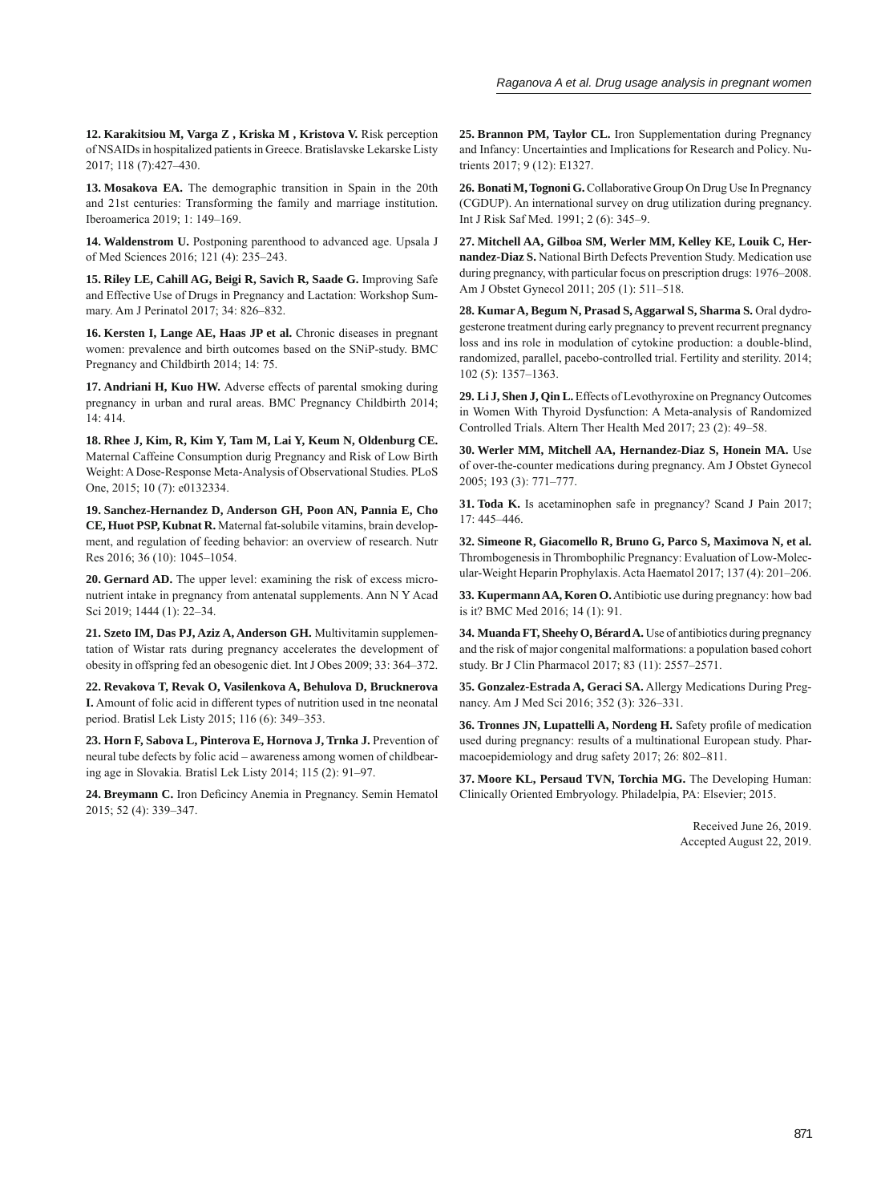**12. Karakitsiou M, Varga Z , Kriska M , Kristova V.** Risk perception of NSAIDs in hospitalized patients in Greece. Bratislavske Lekarske Listy 2017; 118 (7):427–430.

**13. Mosakova EA.** The demographic transition in Spain in the 20th and 21st centuries: Transforming the family and marriage institution. Iberoamerica 2019; 1: 149–169.

**14. Waldenstrom U.** Postponing parenthood to advanced age. Upsala J of Med Sciences 2016; 121 (4): 235–243.

**15. Riley LE, Cahill AG, Beigi R, Savich R, Saade G.** Improving Safe and Effective Use of Drugs in Pregnancy and Lactation: Workshop Summary. Am J Perinatol 2017; 34: 826–832.

**16. Kersten I, Lange AE, Haas JP et al.** Chronic diseases in pregnant women: prevalence and birth outcomes based on the SNiP-study. BMC Pregnancy and Childbirth 2014; 14: 75.

**17. Andriani H, Kuo HW.** Adverse effects of parental smoking during pregnancy in urban and rural areas. BMC Pregnancy Childbirth 2014; 14: 414.

**18. Rhee J, Kim, R, Kim Y, Tam M, Lai Y, Keum N, Oldenburg CE.** Maternal Caffeine Consumption durig Pregnancy and Risk of Low Birth Weight: A Dose-Response Meta-Analysis of Observational Studies. PLoS One, 2015; 10 (7): e0132334.

**19. Sanchez-Hernandez D, Anderson GH, Poon AN, Pannia E, Cho CE, Huot PSP, Kubnat R.** Maternal fat-solubile vitamins, brain development, and regulation of feeding behavior: an overview of research. Nutr Res 2016; 36 (10): 1045–1054.

**20. Gernard AD.** The upper level: examining the risk of excess micronutrient intake in pregnancy from antenatal supplements. Ann N Y Acad Sci 2019; 1444 (1): 22–34.

**21. Szeto IM, Das PJ, Aziz A, Anderson GH.** Multivitamin supplementation of Wistar rats during pregnancy accelerates the development of obesity in offspring fed an obesogenic diet. Int J Obes 2009; 33: 364–372.

**22. Revakova T, Revak O, Vasilenkova A, Behulova D, Brucknerova I.** Amount of folic acid in different types of nutrition used in tne neonatal period. Bratisl Lek Listy 2015; 116 (6): 349–353.

**23. Horn F, Sabova L, Pinterova E, Hornova J, Trnka J.** Prevention of neural tube defects by folic acid – awareness among women of childbearing age in Slovakia. Bratisl Lek Listy 2014; 115 (2): 91–97.

**24. Breymann C.** Iron Deficincy Anemia in Pregnancy. Semin Hematol 2015; 52 (4): 339–347.

**25. Brannon PM, Taylor CL.** Iron Supplementation during Pregnancy and Infancy: Uncertainties and Implications for Research and Policy. Nutrients 2017; 9 (12): E1327.

**26. Bonati M, Tognoni G.** Collaborative Group On Drug Use In Pregnancy (CGDUP). An international survey on drug utilization during pregnancy. Int J Risk Saf Med. 1991; 2 (6): 345–9.

**27. Mitchell AA, Gilboa SM, Werler MM, Kelley KE, Louik C, Hernandez-Diaz S.** National Birth Defects Prevention Study. Medication use during pregnancy, with particular focus on prescription drugs: 1976–2008. Am J Obstet Gynecol 2011; 205 (1): 511–518.

**28. Kumar A, Begum N, Prasad S, Aggarwal S, Sharma S.** Oral dydrogesterone treatment during early pregnancy to prevent recurrent pregnancy loss and ins role in modulation of cytokine production: a double-blind, randomized, parallel, pacebo-controlled trial. Fertility and sterility. 2014; 102 (5): 1357–1363.

**29. Li J, Shen J, Qin L.** Effects of Levothyroxine on Pregnancy Outcomes in Women With Thyroid Dysfunction: A Meta-analysis of Randomized Controlled Trials. Altern Ther Health Med 2017; 23 (2): 49–58.

**30. Werler MM, Mitchell AA, Hernandez-Diaz S, Honein MA.** Use of over-the-counter medications during pregnancy. Am J Obstet Gynecol 2005; 193 (3): 771–777.

**31. Toda K.** Is acetaminophen safe in pregnancy? Scand J Pain 2017; 17: 445–446.

**32. Simeone R, Giacomello R, Bruno G, Parco S, Maximova N, et al.** Thrombogenesis in Thrombophilic Pregnancy: Evaluation of Low-Molecular-Weight Heparin Prophylaxis. Acta Haematol 2017; 137 (4): 201–206.

**33. Kupermann AA, Koren O.** Antibiotic use during pregnancy: how bad is it? BMC Med 2016; 14 (1): 91.

**34. Muanda FT, Sheehy O, Bérard A.** Use of antibiotics during pregnancy and the risk of major congenital malformations: a population based cohort study. Br J Clin Pharmacol 2017; 83 (11): 2557–2571.

**35. Gonzalez-Estrada A, Geraci SA.** Allergy Medications During Pregnancy. Am J Med Sci 2016; 352 (3): 326–331.

**36. Tronnes JN, Lupattelli A, Nordeng H.** Safety profile of medication used during pregnancy: results of a multinational European study. Pharmacoepidemiology and drug safety 2017; 26: 802–811.

**37. Moore KL, Persaud TVN, Torchia MG.** The Developing Human: Clinically Oriented Embryology. Philadelpia, PA: Elsevier; 2015.

Received June 26, 2019.
Accepted August 22, 2019.